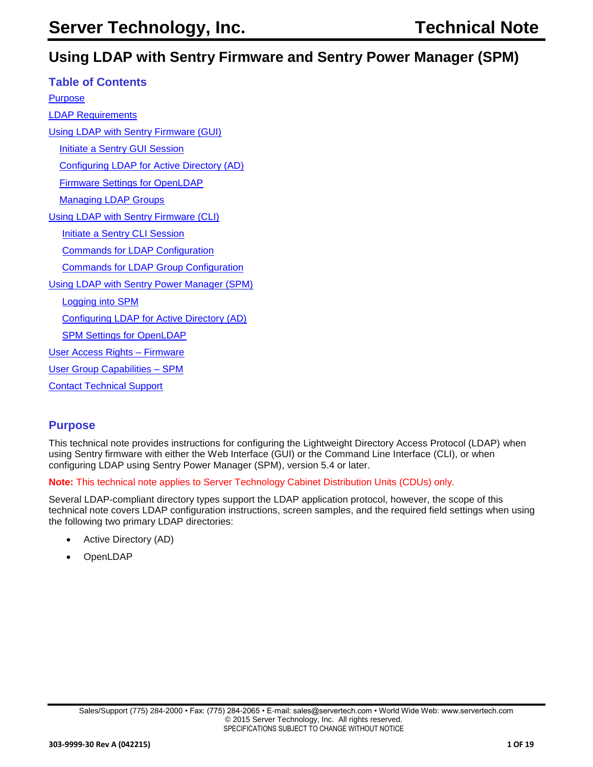# Using LDAP with Sentry Firmware and Sentry Power Manager (SPM)

## Table of Contents

- Purpose
- LDAP Requirements
- Using LDAP with Sentry Firmware (GUI)
  - Initiate a Sentry GUI Session
  - Configuring LDAP for Active Directory (AD)
  - Firmware Settings for OpenLDAP
  - Managing LDAP Groups
- Using LDAP with Sentry Firmware (CLI)
  - Initiate a Sentry CLI Session
  - Commands for LDAP Configuration
  - Commands for LDAP Group Configuration
- Using LDAP with Sentry Power Manager (SPM)
  - Logging into SPM
  - Configuring LDAP for Active Directory (AD)
  - SPM Settings for OpenLDAP
- User Access Rights – Firmware
- User Group Capabilities – SPM
- Contact Technical Support

## Purpose

This technical note provides instructions for configuring the Lightweight Directory Access Protocol (LDAP) when using Sentry firmware with either the Web Interface (GUI) or the Command Line Interface (CLI), or when configuring LDAP using Sentry Power Manager (SPM), version 5.4 or later.

**Note:** This technical note applies to Server Technology Cabinet Distribution Units (CDUs) only.

Several LDAP-compliant directory types support the LDAP application protocol, however, the scope of this technical note covers LDAP configuration instructions, screen samples, and the required field settings when using the following two primary LDAP directories:

- Active Directory (AD)
- OpenLDAP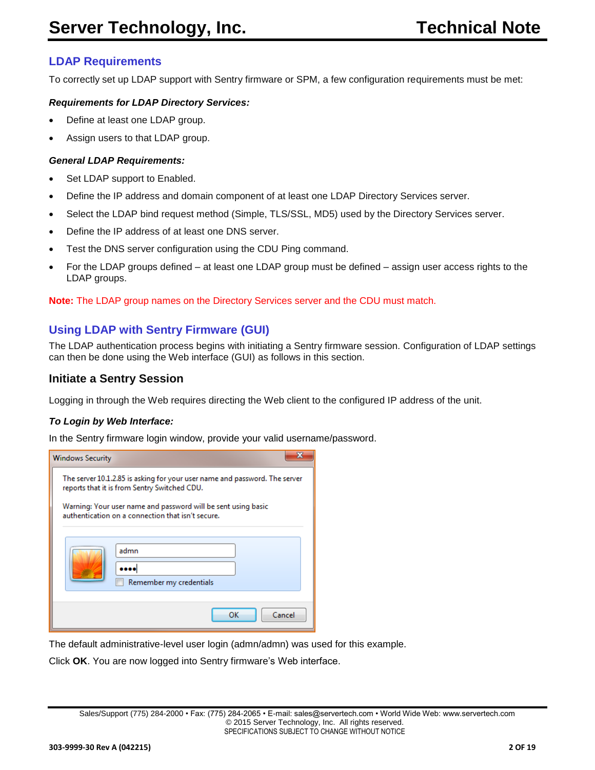## LDAP Requirements

To correctly set up LDAP support with Sentry firmware or SPM, a few configuration requirements must be met:

***Requirements for LDAP Directory Services:***

- Define at least one LDAP group.
- Assign users to that LDAP group.

***General LDAP Requirements:***

- Set LDAP support to Enabled.
- Define the IP address and domain component of at least one LDAP Directory Services server.
- Select the LDAP bind request method (Simple, TLS/SSL, MD5) used by the Directory Services server.
- Define the IP address of at least one DNS server.
- Test the DNS server configuration using the CDU Ping command.
- For the LDAP groups defined – at least one LDAP group must be defined – assign user access rights to the LDAP groups.

**Note:** The LDAP group names on the Directory Services server and the CDU must match.

## Using LDAP with Sentry Firmware (GUI)

The LDAP authentication process begins with initiating a Sentry firmware session. Configuration of LDAP settings can then be done using the Web interface (GUI) as follows in this section.

### Initiate a Sentry Session

Logging in through the Web requires directing the Web client to the configured IP address of the unit.

***To Login by Web Interface:***

In the Sentry firmware login window, provide your valid username/password.

The default administrative-level user login (admn/admn) was used for this example.

Click **OK**. You are now logged into Sentry firmware's Web interface.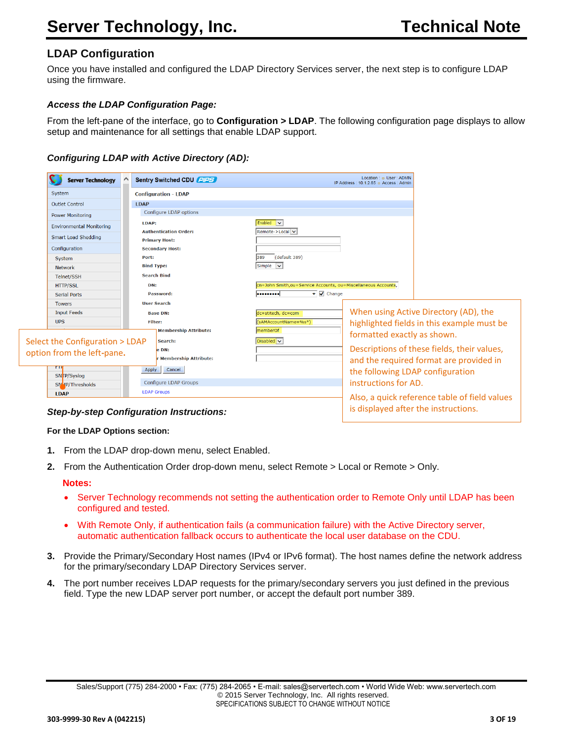## LDAP Configuration

Once you have installed and configured the LDAP Directory Services server, the next step is to configure LDAP using the firmware.

### *Access the LDAP Configuration Page:*

From the left-pane of the interface, go to **Configuration > LDAP**. The following configuration page displays to allow setup and maintenance for all settings that enable LDAP support.

### *Configuring LDAP with Active Directory (AD):*

Select the Configuration > LDAP option from the left-pane.

When using Active Directory (AD), the highlighted fields in this example must be formatted exactly as shown.

Descriptions of these fields, their values, and the required format are provided in the following LDAP configuration instructions for AD.

Also, a quick reference table of field values is displayed after the instructions.

### *Step-by-step Configuration Instructions:*

**For the LDAP Options section:**

1. From the LDAP drop-down menu, select Enabled.
2. From the Authentication Order drop-down menu, select Remote > Local or Remote > Only.

   **Notes:**

   - Server Technology recommends not setting the authentication order to Remote Only until LDAP has been configured and tested.
   - With Remote Only, if authentication fails (a communication failure) with the Active Directory server, automatic authentication fallback occurs to authenticate the local user database on the CDU.

3. Provide the Primary/Secondary Host names (IPv4 or IPv6 format). The host names define the network address for the primary/secondary LDAP Directory Services server.
4. The port number receives LDAP requests for the primary/secondary servers you just defined in the previous field. Type the new LDAP server port number, or accept the default port number 389.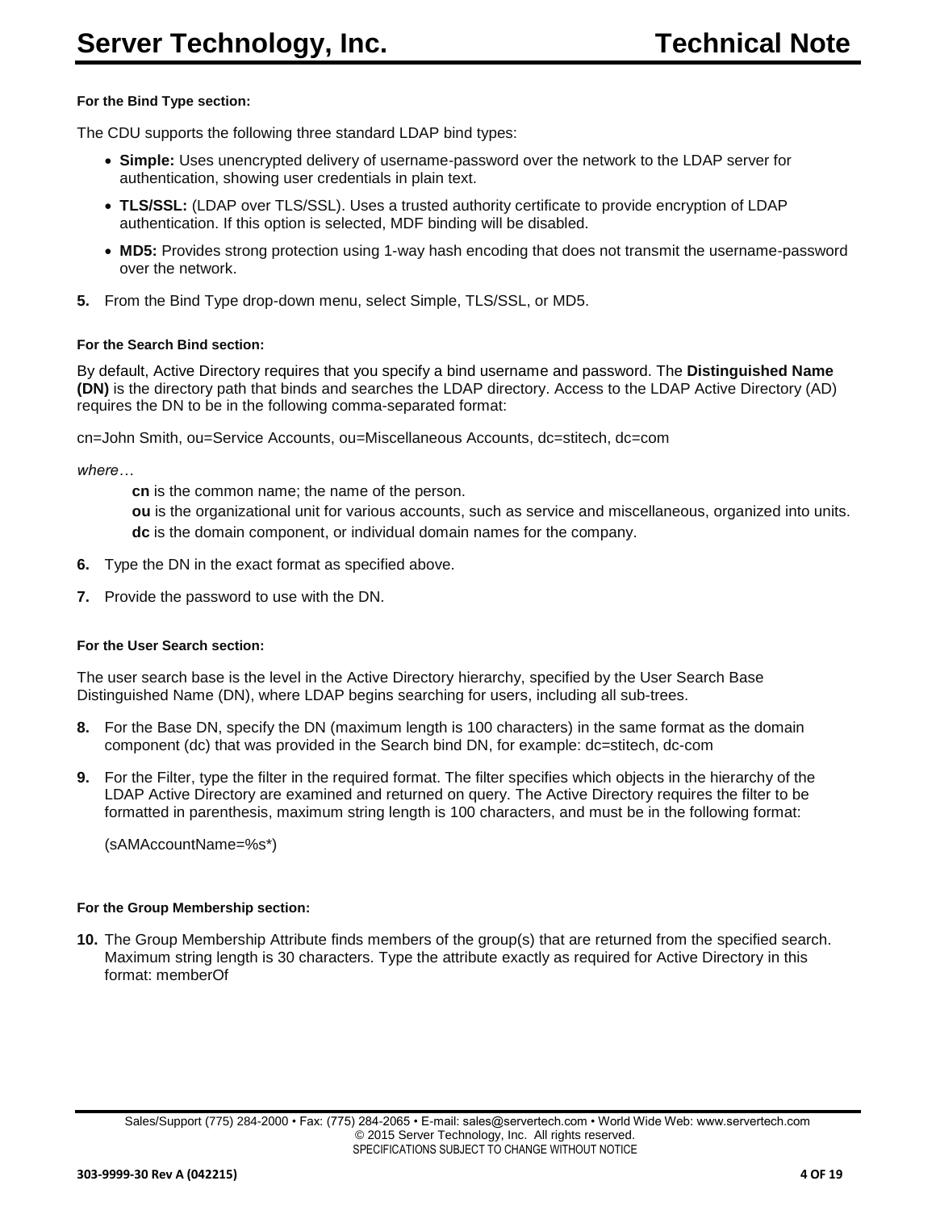**For the Bind Type section:**

The CDU supports the following three standard LDAP bind types:

- **Simple:** Uses unencrypted delivery of username-password over the network to the LDAP server for authentication, showing user credentials in plain text.
- **TLS/SSL:** (LDAP over TLS/SSL). Uses a trusted authority certificate to provide encryption of LDAP authentication. If this option is selected, MDF binding will be disabled.
- **MD5:** Provides strong protection using 1-way hash encoding that does not transmit the username-password over the network.

**5.** From the Bind Type drop-down menu, select Simple, TLS/SSL, or MD5.

**For the Search Bind section:**

By default, Active Directory requires that you specify a bind username and password. The **Distinguished Name (DN)** is the directory path that binds and searches the LDAP directory. Access to the LDAP Active Directory (AD) requires the DN to be in the following comma-separated format:

cn=John Smith, ou=Service Accounts, ou=Miscellaneous Accounts, dc=stitech, dc=com

*where…*

> **cn** is the common name; the name of the person.
> **ou** is the organizational unit for various accounts, such as service and miscellaneous, organized into units.
> **dc** is the domain component, or individual domain names for the company.

**6.** Type the DN in the exact format as specified above.

**7.** Provide the password to use with the DN.

**For the User Search section:**

The user search base is the level in the Active Directory hierarchy, specified by the User Search Base Distinguished Name (DN), where LDAP begins searching for users, including all sub-trees.

**8.** For the Base DN, specify the DN (maximum length is 100 characters) in the same format as the domain component (dc) that was provided in the Search bind DN, for example: dc=stitech, dc-com

**9.** For the Filter, type the filter in the required format. The filter specifies which objects in the hierarchy of the LDAP Active Directory are examined and returned on query. The Active Directory requires the filter to be formatted in parenthesis, maximum string length is 100 characters, and must be in the following format:

(sAMAccountName=%s*)

**For the Group Membership section:**

**10.** The Group Membership Attribute finds members of the group(s) that are returned from the specified search. Maximum string length is 30 characters. Type the attribute exactly as required for Active Directory in this format: memberOf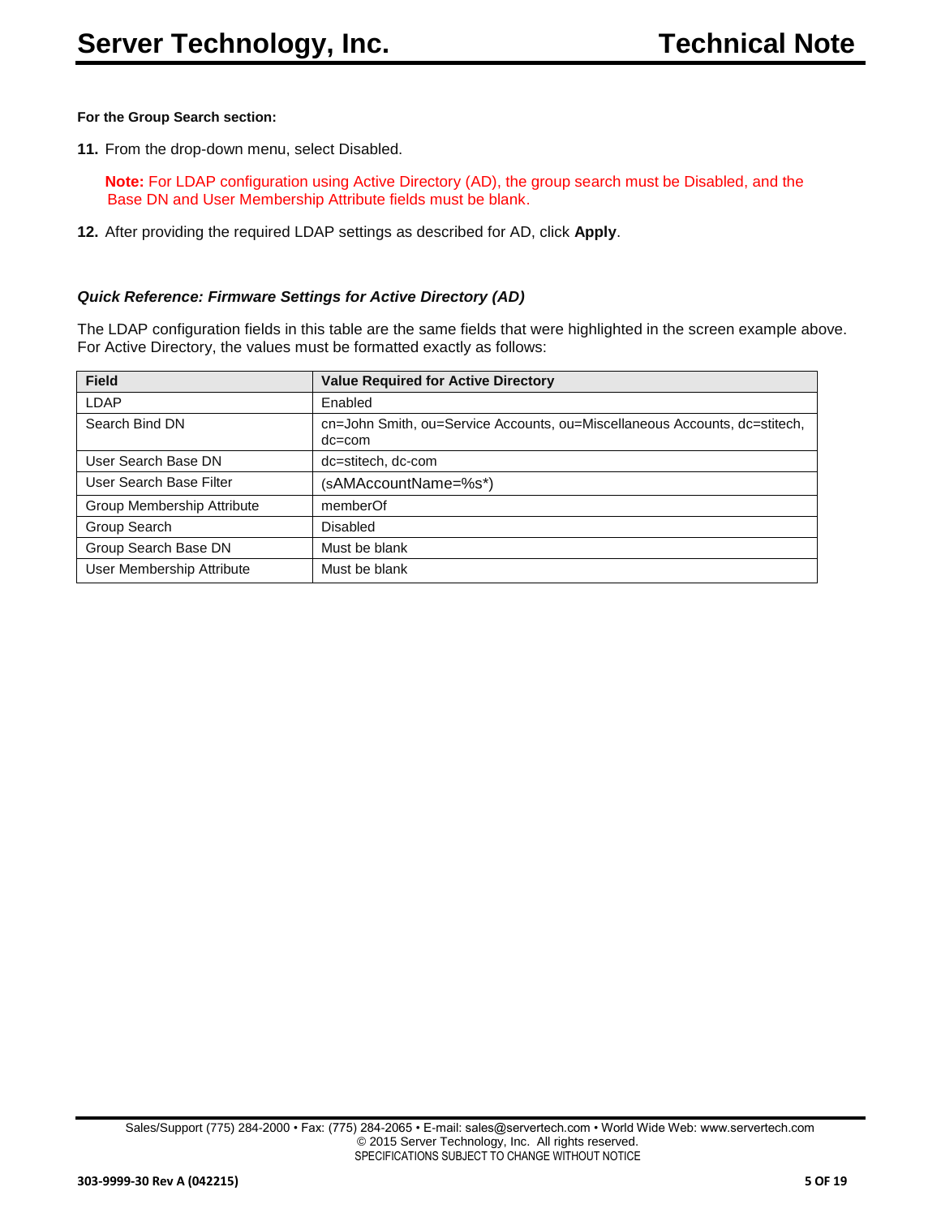**For the Group Search section:**

11. From the drop-down menu, select Disabled.

    **Note:** For LDAP configuration using Active Directory (AD), the group search must be Disabled, and the Base DN and User Membership Attribute fields must be blank.

12. After providing the required LDAP settings as described for AD, click **Apply**.

### *Quick Reference: Firmware Settings for Active Directory (AD)*

The LDAP configuration fields in this table are the same fields that were highlighted in the screen example above. For Active Directory, the values must be formatted exactly as follows:

| Field | Value Required for Active Directory |
|---|---|
| LDAP | Enabled |
| Search Bind DN | cn=John Smith, ou=Service Accounts, ou=Miscellaneous Accounts, dc=stitech, dc=com |
| User Search Base DN | dc=stitech, dc-com |
| User Search Base Filter | (sAMAccountName=%s*) |
| Group Membership Attribute | memberOf |
| Group Search | Disabled |
| Group Search Base DN | Must be blank |
| User Membership Attribute | Must be blank |

Sales/Support (775) 284-2000 • Fax: (775) 284-2065 • E-mail: sales@servertech.com • World Wide Web: www.servertech.com
© 2015 Server Technology, Inc. All rights reserved.
SPECIFICATIONS SUBJECT TO CHANGE WITHOUT NOTICE

303-9999-30 Rev A (042215)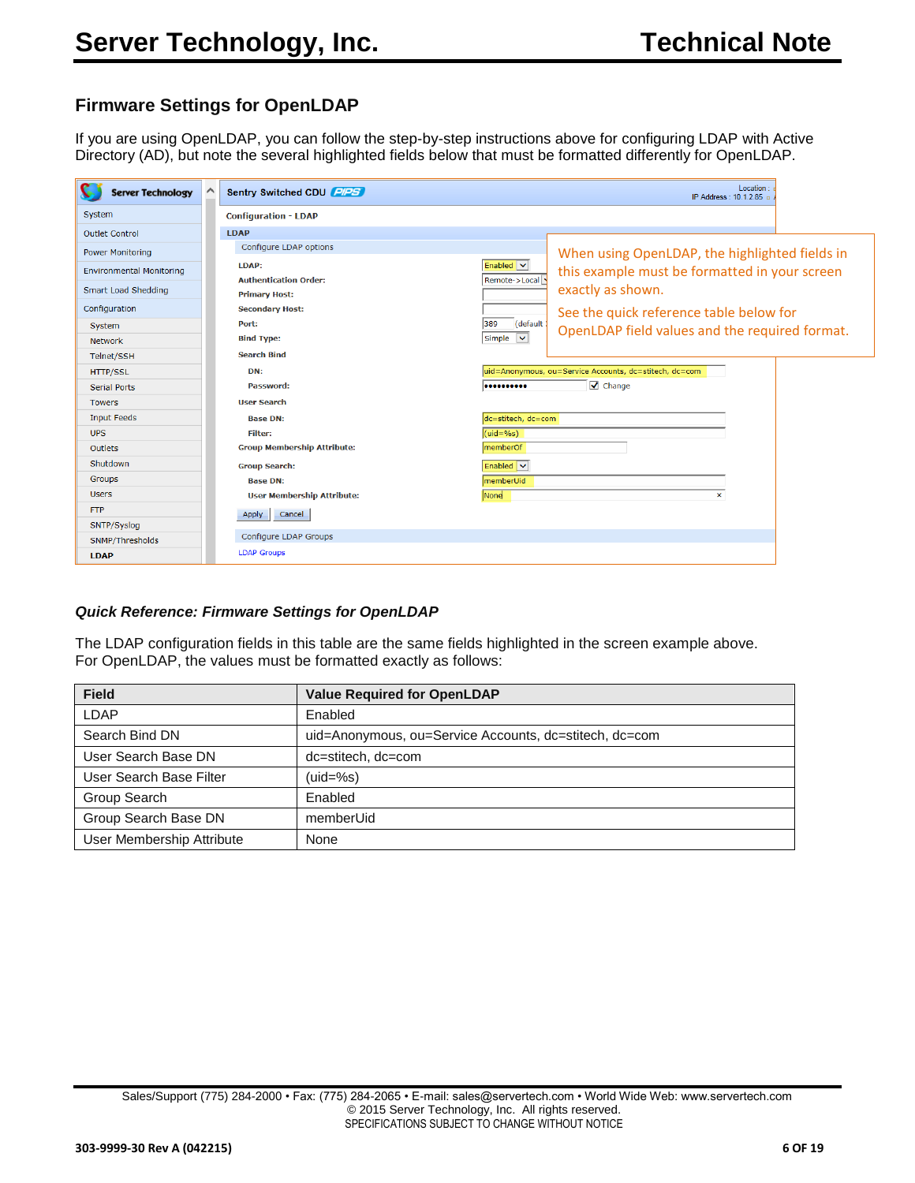## Firmware Settings for OpenLDAP

If you are using OpenLDAP, you can follow the step-by-step instructions above for configuring LDAP with Active Directory (AD), but note the several highlighted fields below that must be formatted differently for OpenLDAP.

When using OpenLDAP, the highlighted fields in this example must be formatted in your screen exactly as shown.

See the quick reference table below for OpenLDAP field values and the required format.

### *Quick Reference: Firmware Settings for OpenLDAP*

The LDAP configuration fields in this table are the same fields highlighted in the screen example above. For OpenLDAP, the values must be formatted exactly as follows:

| Field | Value Required for OpenLDAP |
|---|---|
| LDAP | Enabled |
| Search Bind DN | uid=Anonymous, ou=Service Accounts, dc=stitech, dc=com |
| User Search Base DN | dc=stitech, dc=com |
| User Search Base Filter | (uid=%s) |
| Group Search | Enabled |
| Group Search Base DN | memberUid |
| User Membership Attribute | None |

Sales/Support (775) 284-2000 • Fax: (775) 284-2065 • E-mail: sales@servertech.com • World Wide Web: www.servertech.com
© 2015 Server Technology, Inc. All rights reserved.
SPECIFICATIONS SUBJECT TO CHANGE WITHOUT NOTICE

303-9999-30 Rev A (042215)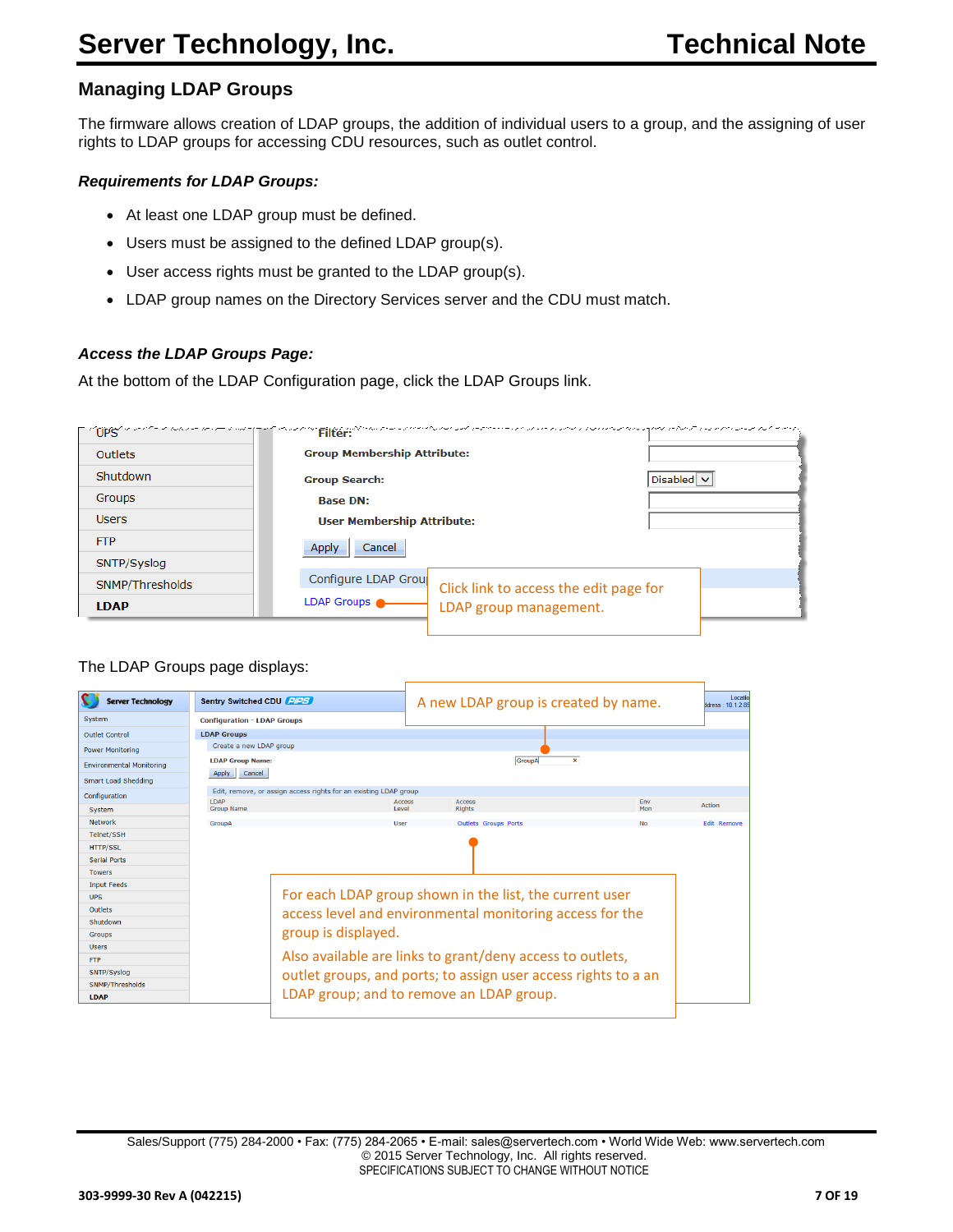## Managing LDAP Groups

The firmware allows creation of LDAP groups, the addition of individual users to a group, and the assigning of user rights to LDAP groups for accessing CDU resources, such as outlet control.

### *Requirements for LDAP Groups:*

- At least one LDAP group must be defined.
- Users must be assigned to the defined LDAP group(s).
- User access rights must be granted to the LDAP group(s).
- LDAP group names on the Directory Services server and the CDU must match.

### *Access the LDAP Groups Page:*

At the bottom of the LDAP Configuration page, click the LDAP Groups link.

Click link to access the edit page for LDAP group management.

The LDAP Groups page displays:

A new LDAP group is created by name.

For each LDAP group shown in the list, the current user access level and environmental monitoring access for the group is displayed.

Also available are links to grant/deny access to outlets, outlet groups, and ports; to assign user access rights to a an LDAP group; and to remove an LDAP group.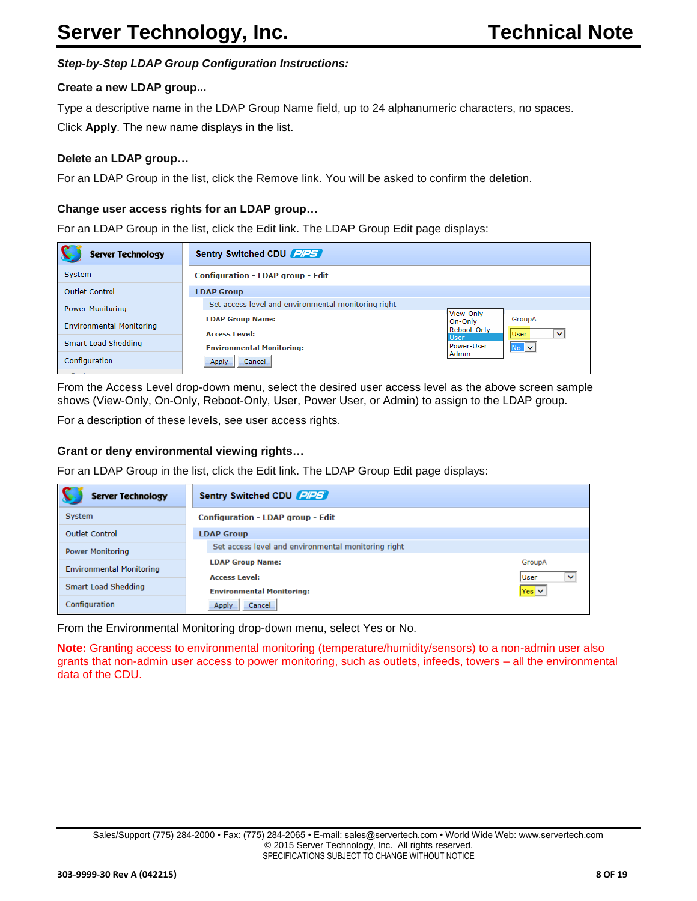***Step-by-Step LDAP Group Configuration Instructions:***

**Create a new LDAP group...**

Type a descriptive name in the LDAP Group Name field, up to 24 alphanumeric characters, no spaces.

Click **Apply**. The new name displays in the list.

**Delete an LDAP group…**

For an LDAP Group in the list, click the Remove link. You will be asked to confirm the deletion.

**Change user access rights for an LDAP group…**

For an LDAP Group in the list, click the Edit link. The LDAP Group Edit page displays:

From the Access Level drop-down menu, select the desired user access level as the above screen sample shows (View-Only, On-Only, Reboot-Only, User, Power User, or Admin) to assign to the LDAP group.

For a description of these levels, see user access rights.

**Grant or deny environmental viewing rights…**

For an LDAP Group in the list, click the Edit link. The LDAP Group Edit page displays:

From the Environmental Monitoring drop-down menu, select Yes or No.

**Note:** Granting access to environmental monitoring (temperature/humidity/sensors) to a non-admin user also grants that non-admin user access to power monitoring, such as outlets, infeeds, towers – all the environmental data of the CDU.

Sales/Support (775) 284-2000 • Fax: (775) 284-2065 • E-mail: sales@servertech.com • World Wide Web: www.servertech.com
© 2015 Server Technology, Inc. All rights reserved.
SPECIFICATIONS SUBJECT TO CHANGE WITHOUT NOTICE

303-9999-30 Rev A (042215)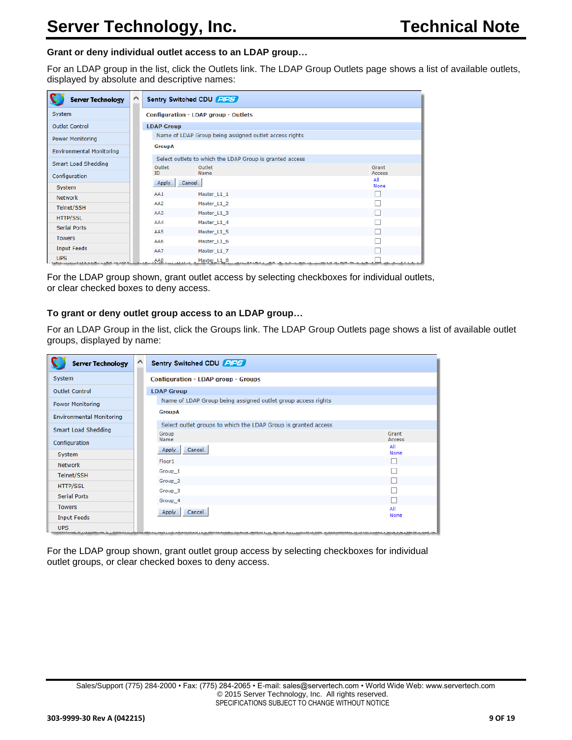**Grant or deny individual outlet access to an LDAP group…**

For an LDAP group in the list, click the Outlets link. The LDAP Group Outlets page shows a list of available outlets, displayed by absolute and descriptive names:

For the LDAP group shown, grant outlet access by selecting checkboxes for individual outlets, or clear checked boxes to deny access.

**To grant or deny outlet group access to an LDAP group…**

For an LDAP Group in the list, click the Groups link. The LDAP Group Outlets page shows a list of available outlet groups, displayed by name:

For the LDAP group shown, grant outlet group access by selecting checkboxes for individual outlet groups, or clear checked boxes to deny access.

Sales/Support (775) 284-2000 • Fax: (775) 284-2065 • E-mail: sales@servertech.com • World Wide Web: www.servertech.com
© 2015 Server Technology, Inc. All rights reserved.
SPECIFICATIONS SUBJECT TO CHANGE WITHOUT NOTICE

303-9999-30 Rev A (042215)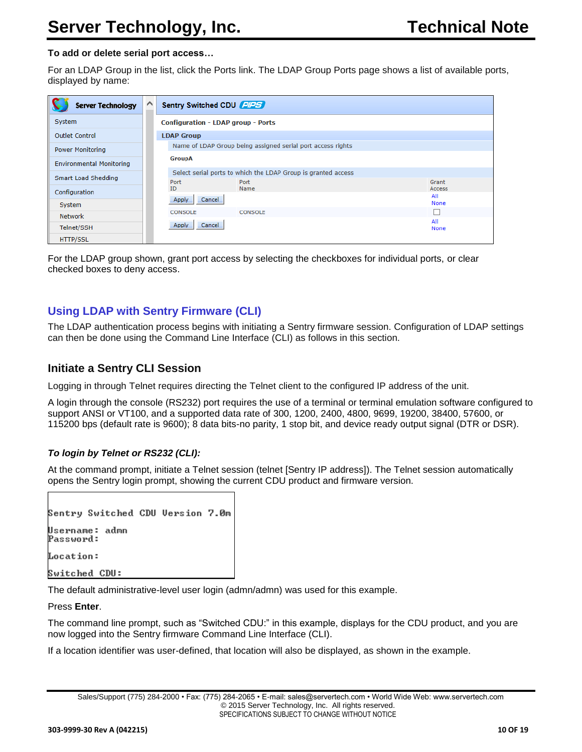**To add or delete serial port access…**

For an LDAP Group in the list, click the Ports link. The LDAP Group Ports page shows a list of available ports, displayed by name:

For the LDAP group shown, grant port access by selecting the checkboxes for individual ports, or clear checked boxes to deny access.

## Using LDAP with Sentry Firmware (CLI)

The LDAP authentication process begins with initiating a Sentry firmware session. Configuration of LDAP settings can then be done using the Command Line Interface (CLI) as follows in this section.

### Initiate a Sentry CLI Session

Logging in through Telnet requires directing the Telnet client to the configured IP address of the unit.

A login through the console (RS232) port requires the use of a terminal or terminal emulation software configured to support ANSI or VT100, and a supported data rate of 300, 1200, 2400, 4800, 9699, 19200, 38400, 57600, or 115200 bps (default rate is 9600); 8 data bits-no parity, 1 stop bit, and device ready output signal (DTR or DSR).

#### *To login by Telnet or RS232 (CLI):*

At the command prompt, initiate a Telnet session (telnet [Sentry IP address]). The Telnet session automatically opens the Sentry login prompt, showing the current CDU product and firmware version.

```
Sentry Switched CDU Version 7.0m

Username: admn
Password:

Location:

Switched CDU:
```

The default administrative-level user login (admn/admn) was used for this example.

Press **Enter**.

The command line prompt, such as "Switched CDU:" in this example, displays for the CDU product, and you are now logged into the Sentry firmware Command Line Interface (CLI).

If a location identifier was user-defined, that location will also be displayed, as shown in the example.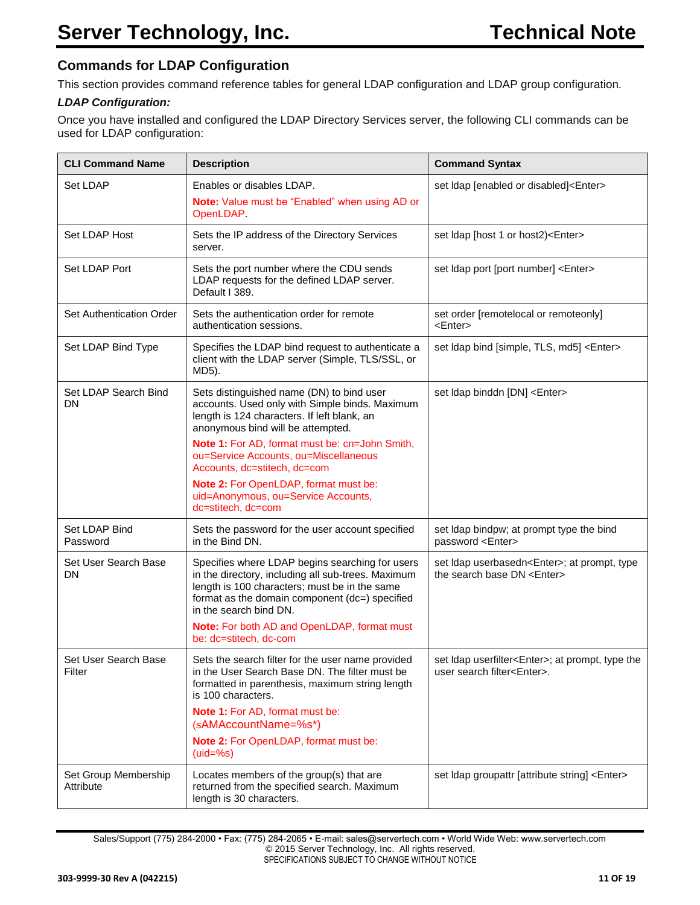## Commands for LDAP Configuration

This section provides command reference tables for general LDAP configuration and LDAP group configuration.

***LDAP Configuration:***

Once you have installed and configured the LDAP Directory Services server, the following CLI commands can be used for LDAP configuration:

| CLI Command Name | Description | Command Syntax |
|---|---|---|
| Set LDAP | Enables or disables LDAP.<br>**Note:** Value must be "Enabled" when using AD or OpenLDAP. | set ldap [enabled or disabled]<Enter> |
| Set LDAP Host | Sets the IP address of the Directory Services server. | set ldap [host 1 or host2)<Enter> |
| Set LDAP Port | Sets the port number where the CDU sends LDAP requests for the defined LDAP server. Default I 389. | set ldap port [port number] <Enter> |
| Set Authentication Order | Sets the authentication order for remote authentication sessions. | set order [remotelocal or remoteonly] <Enter> |
| Set LDAP Bind Type | Specifies the LDAP bind request to authenticate a client with the LDAP server (Simple, TLS/SSL, or MD5). | set ldap bind [simple, TLS, md5] <Enter> |
| Set LDAP Search Bind DN | Sets distinguished name (DN) to bind user accounts. Used only with Simple binds. Maximum length is 124 characters. If left blank, an anonymous bind will be attempted.<br>**Note 1:** For AD, format must be: cn=John Smith, ou=Service Accounts, ou=Miscellaneous Accounts, dc=stitech, dc=com<br>**Note 2:** For OpenLDAP, format must be: uid=Anonymous, ou=Service Accounts, dc=stitech, dc=com | set ldap binddn [DN] <Enter> |
| Set LDAP Bind Password | Sets the password for the user account specified in the Bind DN. | set ldap bindpw; at prompt type the bind password <Enter> |
| Set User Search Base DN | Specifies where LDAP begins searching for users in the directory, including all sub-trees. Maximum length is 100 characters; must be in the same format as the domain component (dc=) specified in the search bind DN.<br>**Note:** For both AD and OpenLDAP, format must be: dc=stitech, dc-com | set ldap userbasedn<Enter>; at prompt, type the search base DN <Enter> |
| Set User Search Base Filter | Sets the search filter for the user name provided in the User Search Base DN. The filter must be formatted in parenthesis, maximum string length is 100 characters.<br>**Note 1:** For AD, format must be: (sAMAccountName=%s*)<br>**Note 2:** For OpenLDAP, format must be: (uid=%s) | set ldap userfilter<Enter>; at prompt, type the user search filter<Enter>. |
| Set Group Membership Attribute | Locates members of the group(s) that are returned from the specified search. Maximum length is 30 characters. | set ldap groupattr [attribute string] <Enter> |

Sales/Support (775) 284-2000 • Fax: (775) 284-2065 • E-mail: sales@servertech.com • World Wide Web: www.servertech.com
© 2015 Server Technology, Inc. All rights reserved.
SPECIFICATIONS SUBJECT TO CHANGE WITHOUT NOTICE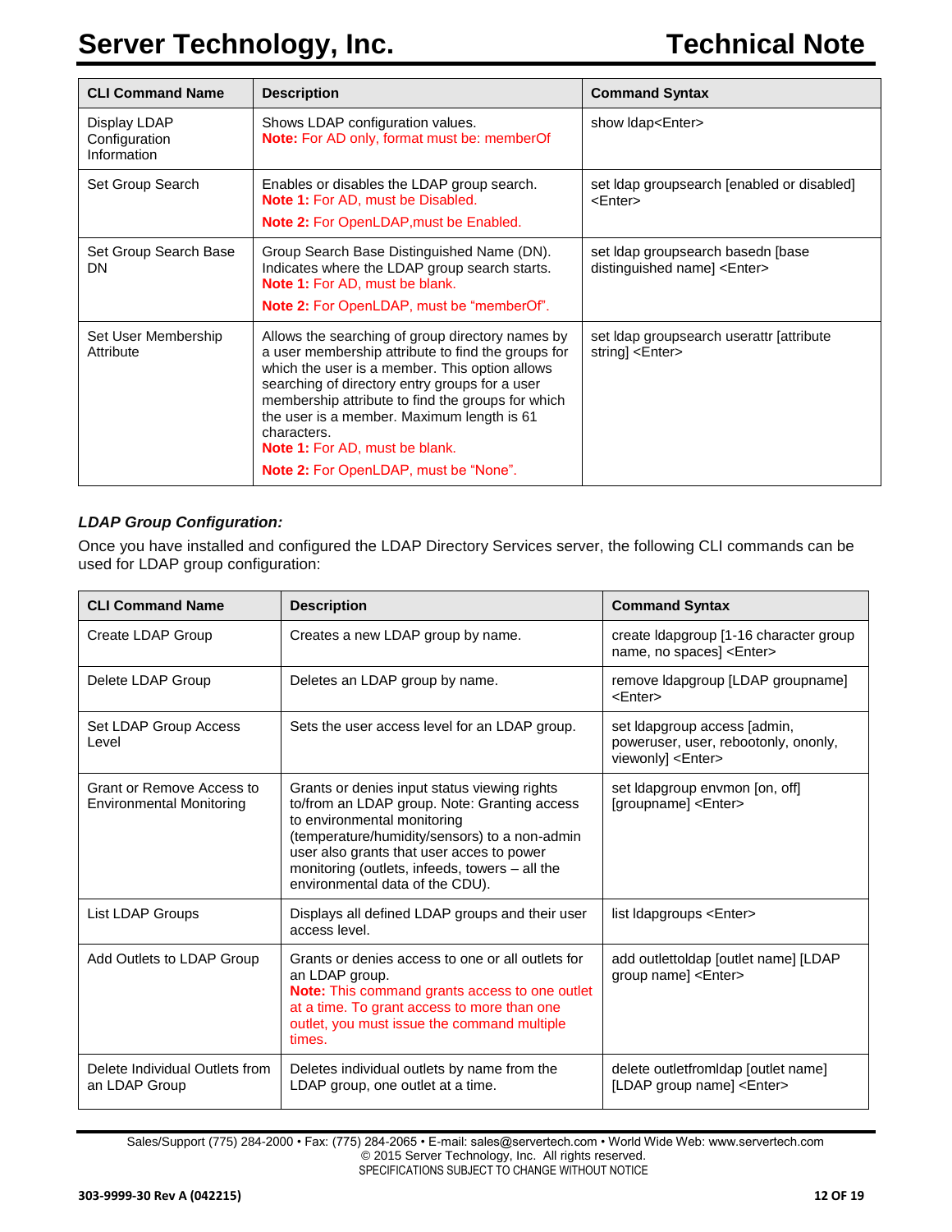| CLI Command Name | Description | Command Syntax |
| --- | --- | --- |
| Display LDAP Configuration Information | Shows LDAP configuration values. **Note:** For AD only, format must be: memberOf | show ldap<Enter> |
| Set Group Search | Enables or disables the LDAP group search. **Note 1:** For AD, must be Disabled. **Note 2:** For OpenLDAP,must be Enabled. | set ldap groupsearch [enabled or disabled] <Enter> |
| Set Group Search Base DN | Group Search Base Distinguished Name (DN). Indicates where the LDAP group search starts. **Note 1:** For AD, must be blank. **Note 2:** For OpenLDAP, must be "memberOf". | set ldap groupsearch basedn [base distinguished name] <Enter> |
| Set User Membership Attribute | Allows the searching of group directory names by a user membership attribute to find the groups for which the user is a member. This option allows searching of directory entry groups for a user membership attribute to find the groups for which the user is a member. Maximum length is 61 characters. **Note 1:** For AD, must be blank. **Note 2:** For OpenLDAP, must be "None". | set ldap groupsearch userattr [attribute string] <Enter> |

### *LDAP Group Configuration:*

Once you have installed and configured the LDAP Directory Services server, the following CLI commands can be used for LDAP group configuration:

| CLI Command Name | Description | Command Syntax |
| --- | --- | --- |
| Create LDAP Group | Creates a new LDAP group by name. | create ldapgroup [1-16 character group name, no spaces] <Enter> |
| Delete LDAP Group | Deletes an LDAP group by name. | remove ldapgroup [LDAP groupname] <Enter> |
| Set LDAP Group Access Level | Sets the user access level for an LDAP group. | set ldapgroup access [admin, poweruser, user, rebootonly, ononly, viewonly] <Enter> |
| Grant or Remove Access to Environmental Monitoring | Grants or denies input status viewing rights to/from an LDAP group. Note: Granting access to environmental monitoring (temperature/humidity/sensors) to a non-admin user also grants that user acces to power monitoring (outlets, infeeds, towers – all the environmental data of the CDU). | set ldapgroup envmon [on, off] [groupname] <Enter> |
| List LDAP Groups | Displays all defined LDAP groups and their user access level. | list ldapgroups <Enter> |
| Add Outlets to LDAP Group | Grants or denies access to one or all outlets for an LDAP group. **Note:** This command grants access to one outlet at a time. To grant access to more than one outlet, you must issue the command multiple times. | add outlettoldap [outlet name] [LDAP group name] <Enter> |
| Delete Individual Outlets from an LDAP Group | Deletes individual outlets by name from the LDAP group, one outlet at a time. | delete outletfromldap [outlet name] [LDAP group name] <Enter> |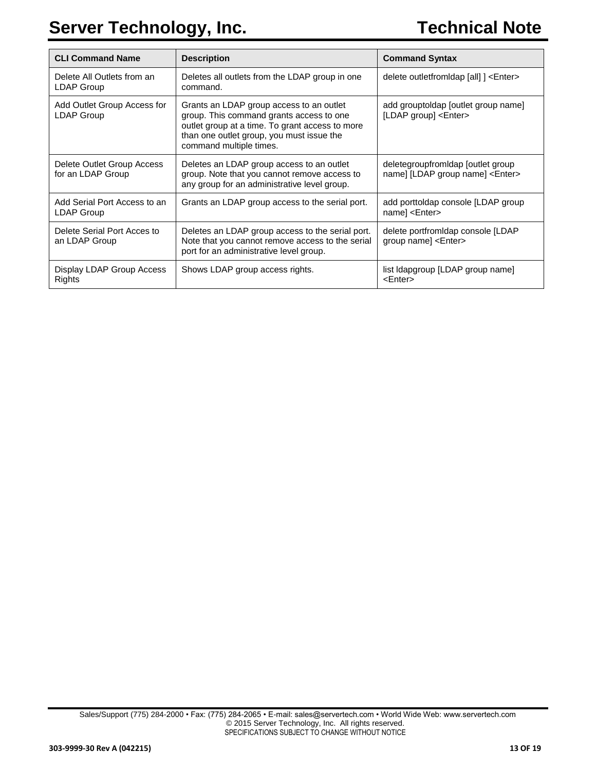| CLI Command Name | Description | Command Syntax |
| --- | --- | --- |
| Delete All Outlets from an LDAP Group | Deletes all outlets from the LDAP group in one command. | delete outletfromldap [all] ] <Enter> |
| Add Outlet Group Access for LDAP Group | Grants an LDAP group access to an outlet group. This command grants access to one outlet group at a time. To grant access to more than one outlet group, you must issue the command multiple times. | add grouptoldap [outlet group name] [LDAP group] <Enter> |
| Delete Outlet Group Access for an LDAP Group | Deletes an LDAP group access to an outlet group. Note that you cannot remove access to any group for an administrative level group. | deletegroupfromldap [outlet group name] [LDAP group name] <Enter> |
| Add Serial Port Access to an LDAP Group | Grants an LDAP group access to the serial port. | add porttoldap console [LDAP group name] <Enter> |
| Delete Serial Port Acces to an LDAP Group | Deletes an LDAP group access to the serial port. Note that you cannot remove access to the serial port for an administrative level group. | delete portfromldap console [LDAP group name] <Enter> |
| Display LDAP Group Access Rights | Shows LDAP group access rights. | list ldapgroup [LDAP group name] <Enter> |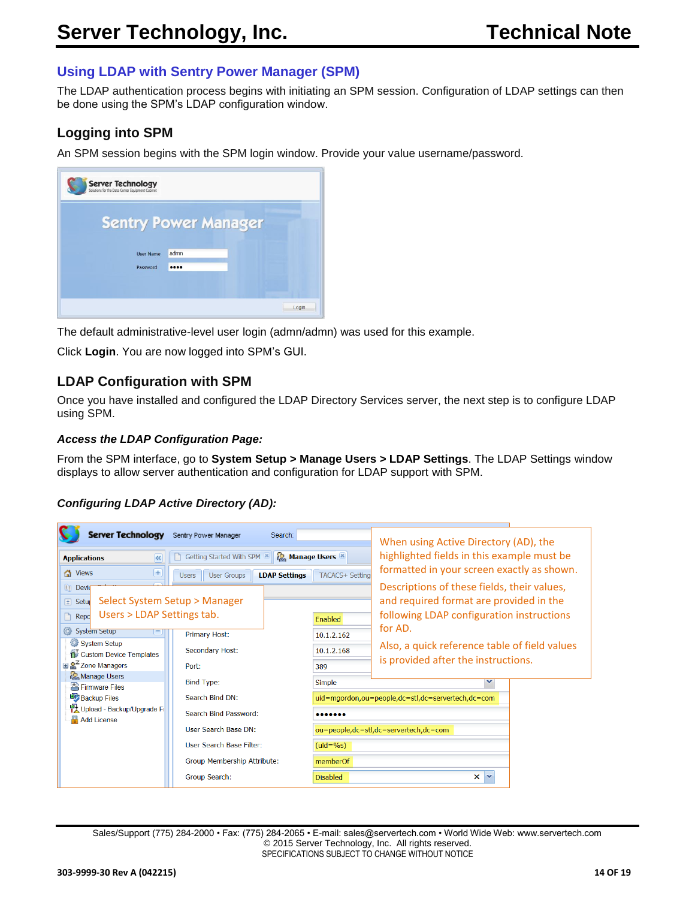## Using LDAP with Sentry Power Manager (SPM)

The LDAP authentication process begins with initiating an SPM session. Configuration of LDAP settings can then be done using the SPM's LDAP configuration window.

### Logging into SPM

An SPM session begins with the SPM login window. Provide your value username/password.

The default administrative-level user login (admn/admn) was used for this example.

Click **Login**. You are now logged into SPM's GUI.

### LDAP Configuration with SPM

Once you have installed and configured the LDAP Directory Services server, the next step is to configure LDAP using SPM.

#### *Access the LDAP Configuration Page:*

From the SPM interface, go to **System Setup > Manage Users > LDAP Settings**. The LDAP Settings window displays to allow server authentication and configuration for LDAP support with SPM.

#### *Configuring LDAP Active Directory (AD):*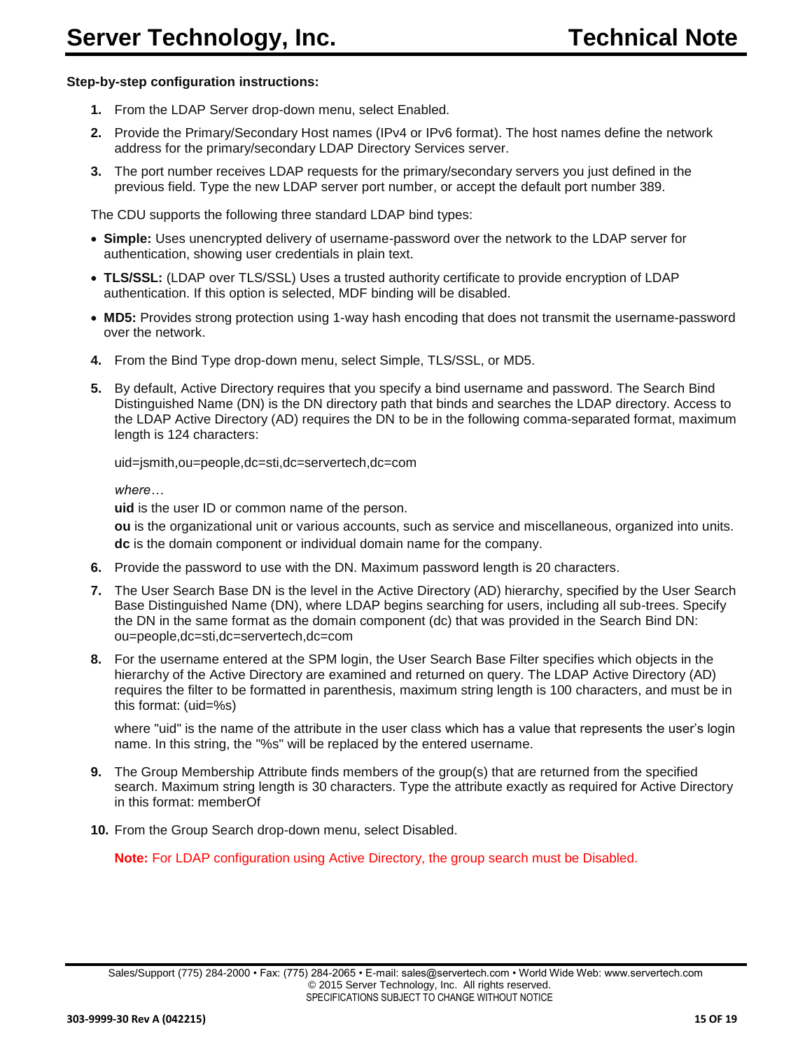**Step-by-step configuration instructions:**

1. From the LDAP Server drop-down menu, select Enabled.
2. Provide the Primary/Secondary Host names (IPv4 or IPv6 format). The host names define the network address for the primary/secondary LDAP Directory Services server.
3. The port number receives LDAP requests for the primary/secondary servers you just defined in the previous field. Type the new LDAP server port number, or accept the default port number 389.

The CDU supports the following three standard LDAP bind types:

- **Simple:** Uses unencrypted delivery of username-password over the network to the LDAP server for authentication, showing user credentials in plain text.
- **TLS/SSL:** (LDAP over TLS/SSL) Uses a trusted authority certificate to provide encryption of LDAP authentication. If this option is selected, MDF binding will be disabled.
- **MD5:** Provides strong protection using 1-way hash encoding that does not transmit the username-password over the network.

4. From the Bind Type drop-down menu, select Simple, TLS/SSL, or MD5.
5. By default, Active Directory requires that you specify a bind username and password. The Search Bind Distinguished Name (DN) is the DN directory path that binds and searches the LDAP directory. Access to the LDAP Active Directory (AD) requires the DN to be in the following comma-separated format, maximum length is 124 characters:

   uid=jsmith,ou=people,dc=sti,dc=servertech,dc=com

   *where…*

   **uid** is the user ID or common name of the person.

   **ou** is the organizational unit or various accounts, such as service and miscellaneous, organized into units.

   **dc** is the domain component or individual domain name for the company.

6. Provide the password to use with the DN. Maximum password length is 20 characters.
7. The User Search Base DN is the level in the Active Directory (AD) hierarchy, specified by the User Search Base Distinguished Name (DN), where LDAP begins searching for users, including all sub-trees. Specify the DN in the same format as the domain component (dc) that was provided in the Search Bind DN: ou=people,dc=sti,dc=servertech,dc=com
8. For the username entered at the SPM login, the User Search Base Filter specifies which objects in the hierarchy of the Active Directory are examined and returned on query. The LDAP Active Directory (AD) requires the filter to be formatted in parenthesis, maximum string length is 100 characters, and must be in this format: (uid=%s)

   where "uid" is the name of the attribute in the user class which has a value that represents the user's login name. In this string, the "%s" will be replaced by the entered username.

9. The Group Membership Attribute finds members of the group(s) that are returned from the specified search. Maximum string length is 30 characters. Type the attribute exactly as required for Active Directory in this format: memberOf
10. From the Group Search drop-down menu, select Disabled.

    **Note:** For LDAP configuration using Active Directory, the group search must be Disabled.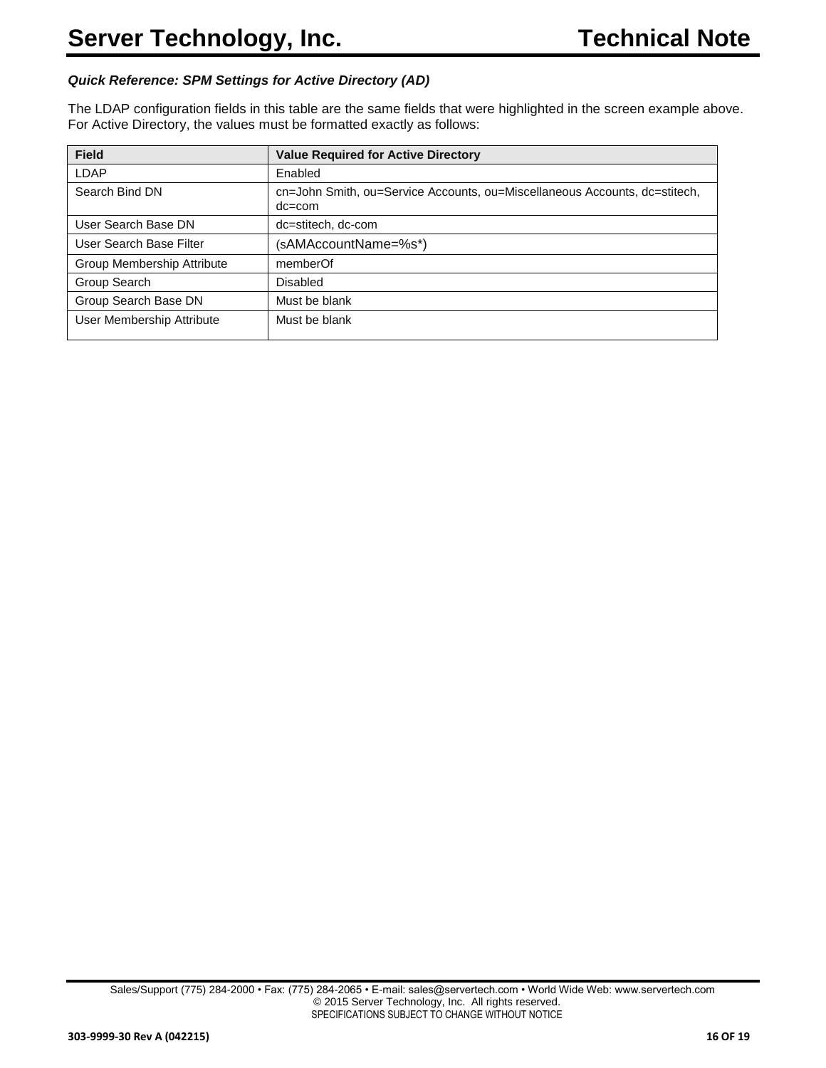***Quick Reference: SPM Settings for Active Directory (AD)***

The LDAP configuration fields in this table are the same fields that were highlighted in the screen example above. For Active Directory, the values must be formatted exactly as follows:

| Field | Value Required for Active Directory |
|---|---|
| LDAP | Enabled |
| Search Bind DN | cn=John Smith, ou=Service Accounts, ou=Miscellaneous Accounts, dc=stitech, dc=com |
| User Search Base DN | dc=stitech, dc-com |
| User Search Base Filter | (sAMAccountName=%s*) |
| Group Membership Attribute | memberOf |
| Group Search | Disabled |
| Group Search Base DN | Must be blank |
| User Membership Attribute | Must be blank |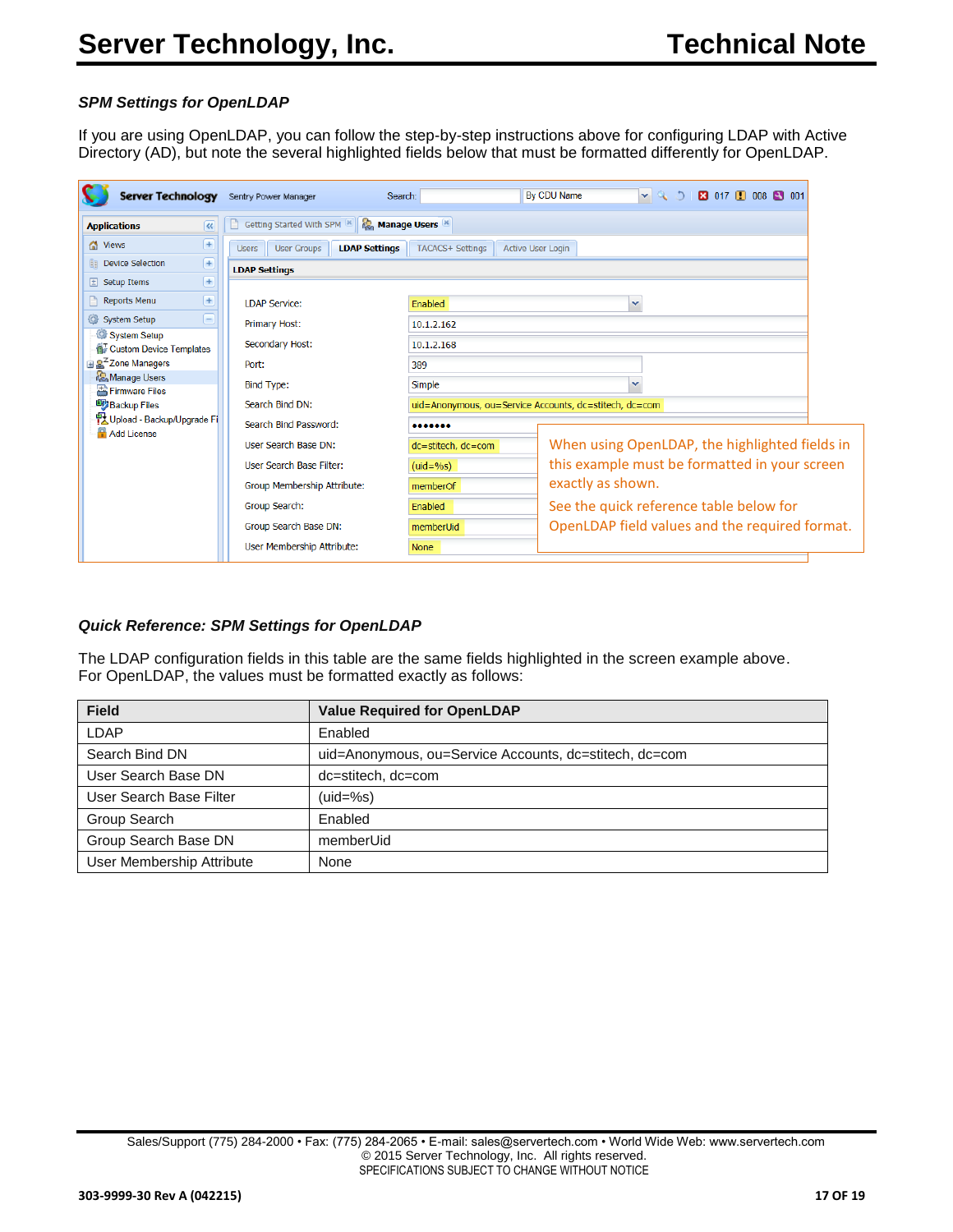### *SPM Settings for OpenLDAP*

If you are using OpenLDAP, you can follow the step-by-step instructions above for configuring LDAP with Active Directory (AD), but note the several highlighted fields below that must be formatted differently for OpenLDAP.

When using OpenLDAP, the highlighted fields in this example must be formatted in your screen exactly as shown.

See the quick reference table below for OpenLDAP field values and the required format.

### *Quick Reference: SPM Settings for OpenLDAP*

The LDAP configuration fields in this table are the same fields highlighted in the screen example above. For OpenLDAP, the values must be formatted exactly as follows:

| Field | Value Required for OpenLDAP |
|---|---|
| LDAP | Enabled |
| Search Bind DN | uid=Anonymous, ou=Service Accounts, dc=stitech, dc=com |
| User Search Base DN | dc=stitech, dc=com |
| User Search Base Filter | (uid=%s) |
| Group Search | Enabled |
| Group Search Base DN | memberUid |
| User Membership Attribute | None |

Sales/Support (775) 284-2000 • Fax: (775) 284-2065 • E-mail: sales@servertech.com • World Wide Web: www.servertech.com
© 2015 Server Technology, Inc. All rights reserved.
SPECIFICATIONS SUBJECT TO CHANGE WITHOUT NOTICE

303-9999-30 Rev A (042215)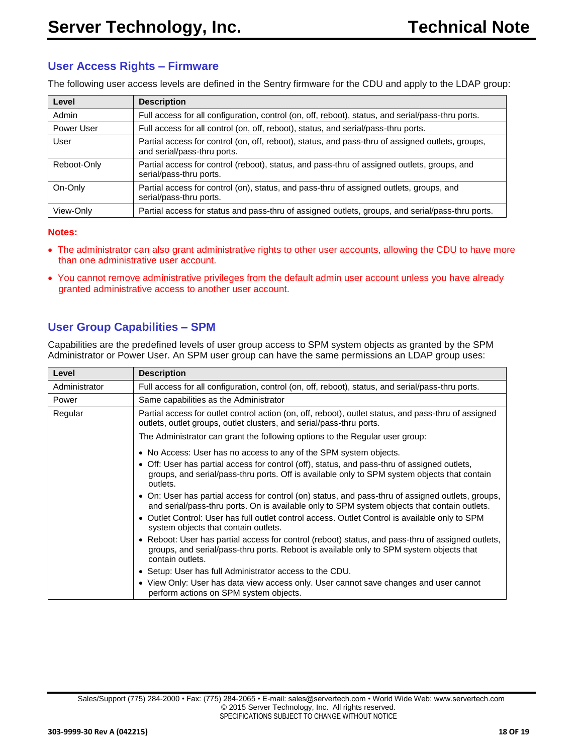## User Access Rights – Firmware

The following user access levels are defined in the Sentry firmware for the CDU and apply to the LDAP group:

| Level | Description |
|---|---|
| Admin | Full access for all configuration, control (on, off, reboot), status, and serial/pass-thru ports. |
| Power User | Full access for all control (on, off, reboot), status, and serial/pass-thru ports. |
| User | Partial access for control (on, off, reboot), status, and pass-thru of assigned outlets, groups, and serial/pass-thru ports. |
| Reboot-Only | Partial access for control (reboot), status, and pass-thru of assigned outlets, groups, and serial/pass-thru ports. |
| On-Only | Partial access for control (on), status, and pass-thru of assigned outlets, groups, and serial/pass-thru ports. |
| View-Only | Partial access for status and pass-thru of assigned outlets, groups, and serial/pass-thru ports. |

**Notes:**

- The administrator can also grant administrative rights to other user accounts, allowing the CDU to have more than one administrative user account.
- You cannot remove administrative privileges from the default admin user account unless you have already granted administrative access to another user account.

## User Group Capabilities – SPM

Capabilities are the predefined levels of user group access to SPM system objects as granted by the SPM Administrator or Power User. An SPM user group can have the same permissions an LDAP group uses:

| Level | Description |
|---|---|
| Administrator | Full access for all configuration, control (on, off, reboot), status, and serial/pass-thru ports. |
| Power | Same capabilities as the Administrator |
| Regular | Partial access for outlet control action (on, off, reboot), outlet status, and pass-thru of assigned outlets, outlet groups, outlet clusters, and serial/pass-thru ports.<br>The Administrator can grant the following options to the Regular user group:<br>• No Access: User has no access to any of the SPM system objects.<br>• Off: User has partial access for control (off), status, and pass-thru of assigned outlets, groups, and serial/pass-thru ports. Off is available only to SPM system objects that contain outlets.<br>• On: User has partial access for control (on) status, and pass-thru of assigned outlets, groups, and serial/pass-thru ports. On is available only to SPM system objects that contain outlets.<br>• Outlet Control: User has full outlet control access. Outlet Control is available only to SPM system objects that contain outlets.<br>• Reboot: User has partial access for control (reboot) status, and pass-thru of assigned outlets, groups, and serial/pass-thru ports. Reboot is available only to SPM system objects that contain outlets.<br>• Setup: User has full Administrator access to the CDU.<br>• View Only: User has data view access only. User cannot save changes and user cannot perform actions on SPM system objects. |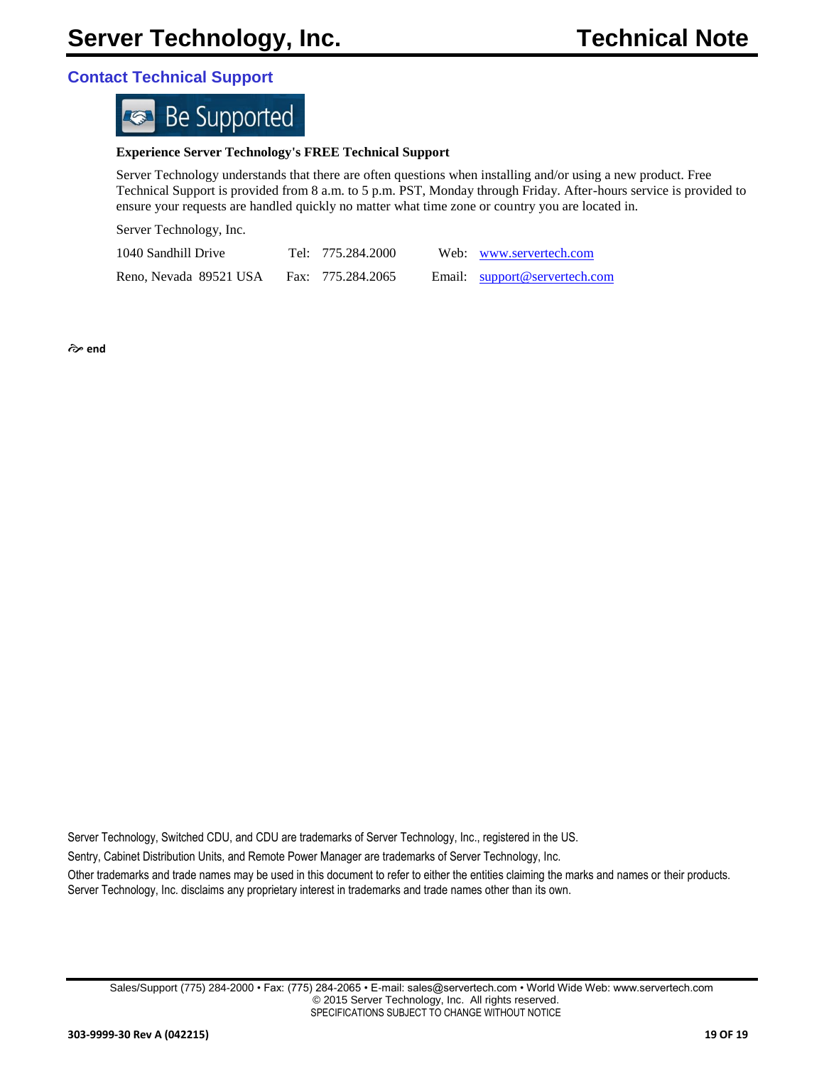## Contact Technical Support

Be Supported

**Experience Server Technology's FREE Technical Support**

Server Technology understands that there are often questions when installing and/or using a new product. Free Technical Support is provided from 8 a.m. to 5 p.m. PST, Monday through Friday. After-hours service is provided to ensure your requests are handled quickly no matter what time zone or country you are located in.

Server Technology, Inc.

| | | |
|---|---|---|
| 1040 Sandhill Drive | Tel: 775.284.2000 | Web: www.servertech.com |
| Reno, Nevada 89521 USA | Fax: 775.284.2065 | Email: support@servertech.com |

**end**

Server Technology, Switched CDU, and CDU are trademarks of Server Technology, Inc., registered in the US.

Sentry, Cabinet Distribution Units, and Remote Power Manager are trademarks of Server Technology, Inc.

Other trademarks and trade names may be used in this document to refer to either the entities claiming the marks and names or their products. Server Technology, Inc. disclaims any proprietary interest in trademarks and trade names other than its own.

Sales/Support (775) 284-2000 • Fax: (775) 284-2065 • E-mail: sales@servertech.com • World Wide Web: www.servertech.com
© 2015 Server Technology, Inc. All rights reserved.
SPECIFICATIONS SUBJECT TO CHANGE WITHOUT NOTICE

303-9999-30 Rev A (042215)